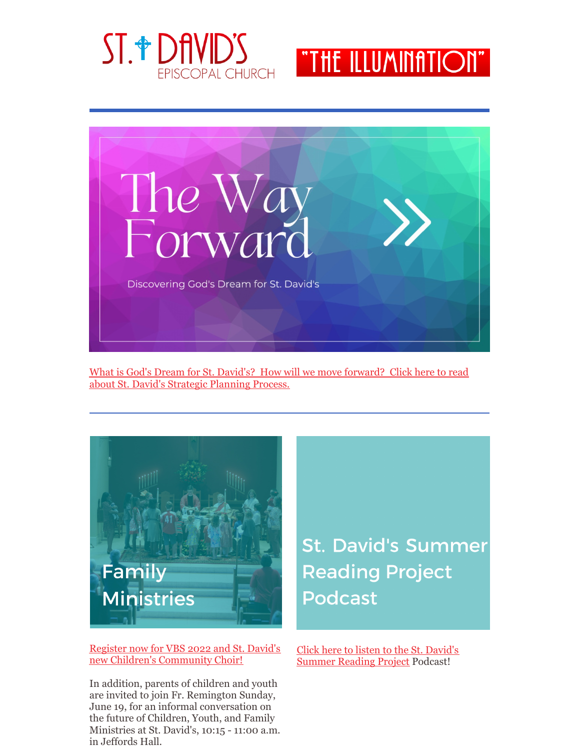# ST. DAVID'S EPISCOPAL CHURCH

# "THE ILLUMINATION"

---

## The Way Forward

Discovering God's Dream for St. David's

[What is God's Dream for St. David's? How will we move forward? Click here to read about St. David's Strategic Planning Process.]

---

## Family Ministries

[Register now for VBS 2022 and St. David's new Children's Community Choir!]

In addition, parents of children and youth are invited to join Fr. Remington Sunday, June 19, for an informal conversation on the future of Children, Youth, and Family Ministries at St. David's, 10:15 - 11:00 a.m. in Jeffords Hall.

## St. David's Summer Reading Project Podcast

[Click here to listen to the St. David's Summer Reading Project] Podcast!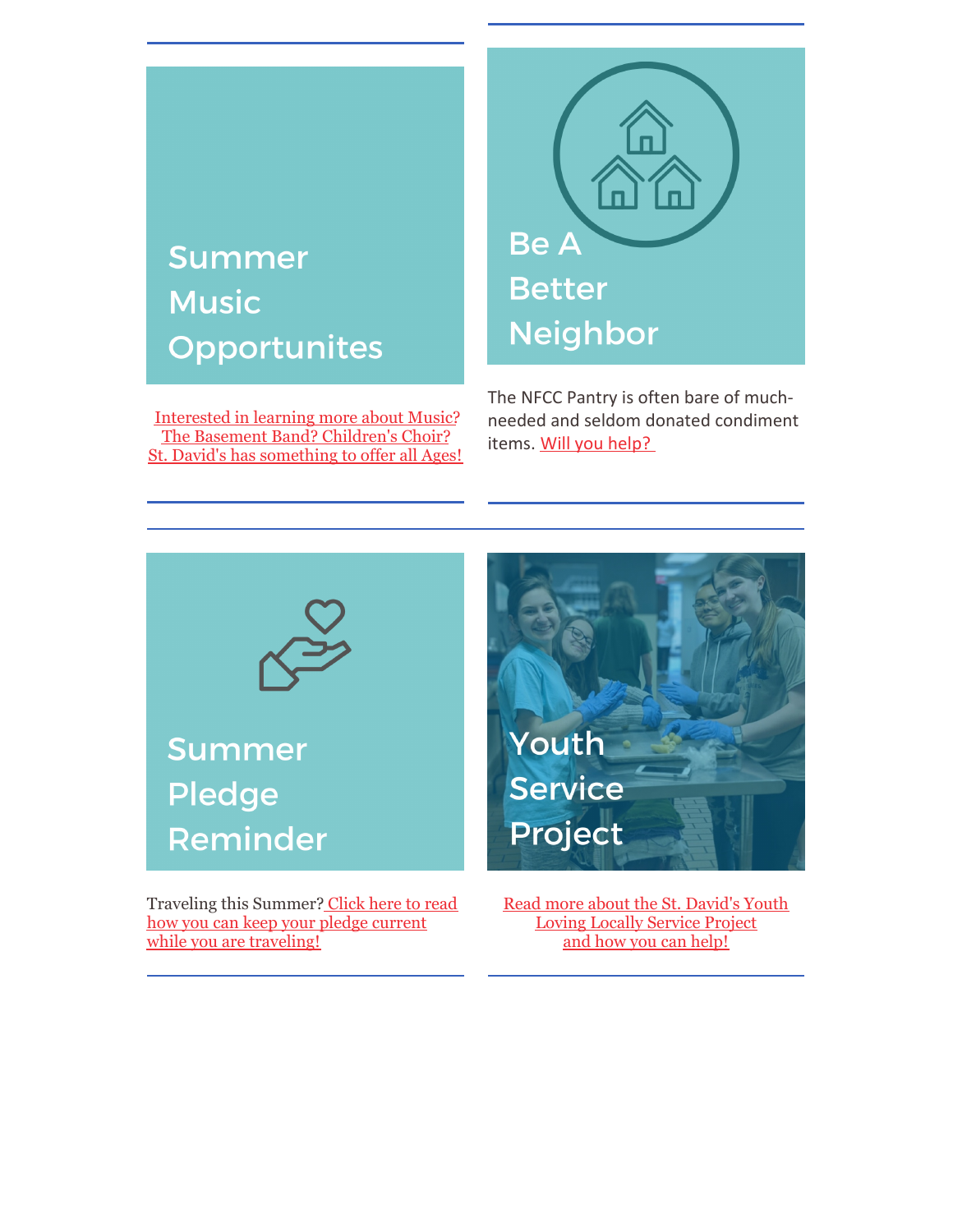## Summer Music Opportunites

Interested in learning more about Music? The Basement Band? Children's Choir? St. David's has something to offer all Ages!

## Be A Better Neighbor

The NFCC Pantry is often bare of much-needed and seldom donated condiment items. Will you help?

## Summer Pledge Reminder

Traveling this Summer? Click here to read how you can keep your pledge current while you are traveling!

## Youth Service Project

Read more about the St. David's Youth Loving Locally Service Project and how you can help!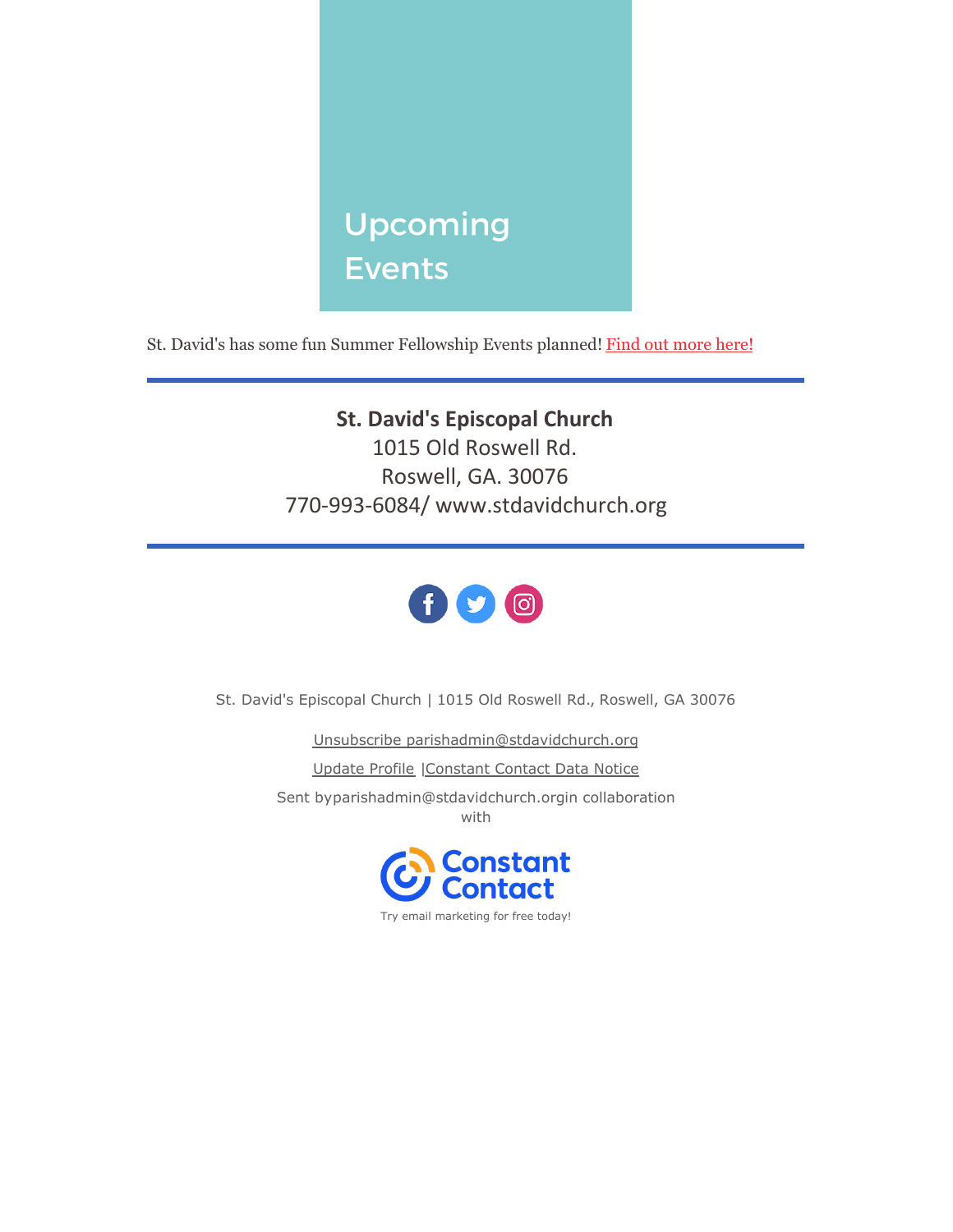## Upcoming Events

St. David's has some fun Summer Fellowship Events planned! Find out more here!

---

**St. David's Episcopal Church**
1015 Old Roswell Rd.
Roswell, GA. 30076
770-993-6084/ www.stdavidchurch.org

---

St. David's Episcopal Church | 1015 Old Roswell Rd., Roswell, GA 30076

Unsubscribe parishadmin@stdavidchurch.org

Update Profile |Constant Contact Data Notice

Sent byparishadmin@stdavidchurch.orgin collaboration with

Constant Contact

Try email marketing for free today!